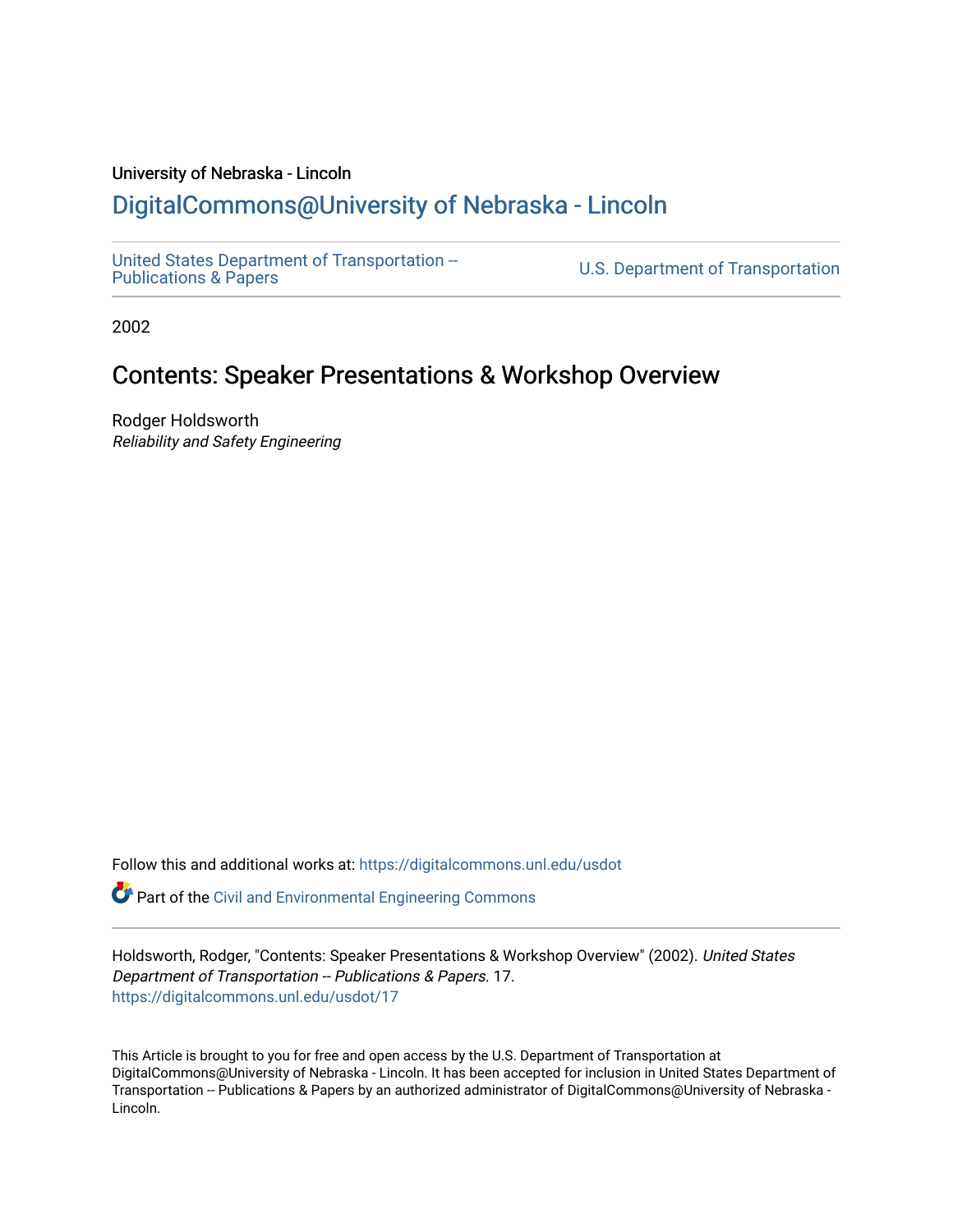University of Nebraska - Lincoln

## DigitalCommons@University of Nebraska - Lincoln

United States Department of Transportation -- Publications & Papers

U.S. Department of Transportation

2002

# Contents: Speaker Presentations & Workshop Overview

Rodger Holdsworth
*Reliability and Safety Engineering*

Follow this and additional works at: https://digitalcommons.unl.edu/usdot

Part of the Civil and Environmental Engineering Commons

Holdsworth, Rodger, "Contents: Speaker Presentations & Workshop Overview" (2002). *United States Department of Transportation -- Publications & Papers*. 17.
https://digitalcommons.unl.edu/usdot/17

This Article is brought to you for free and open access by the U.S. Department of Transportation at DigitalCommons@University of Nebraska - Lincoln. It has been accepted for inclusion in United States Department of Transportation -- Publications & Papers by an authorized administrator of DigitalCommons@University of Nebraska - Lincoln.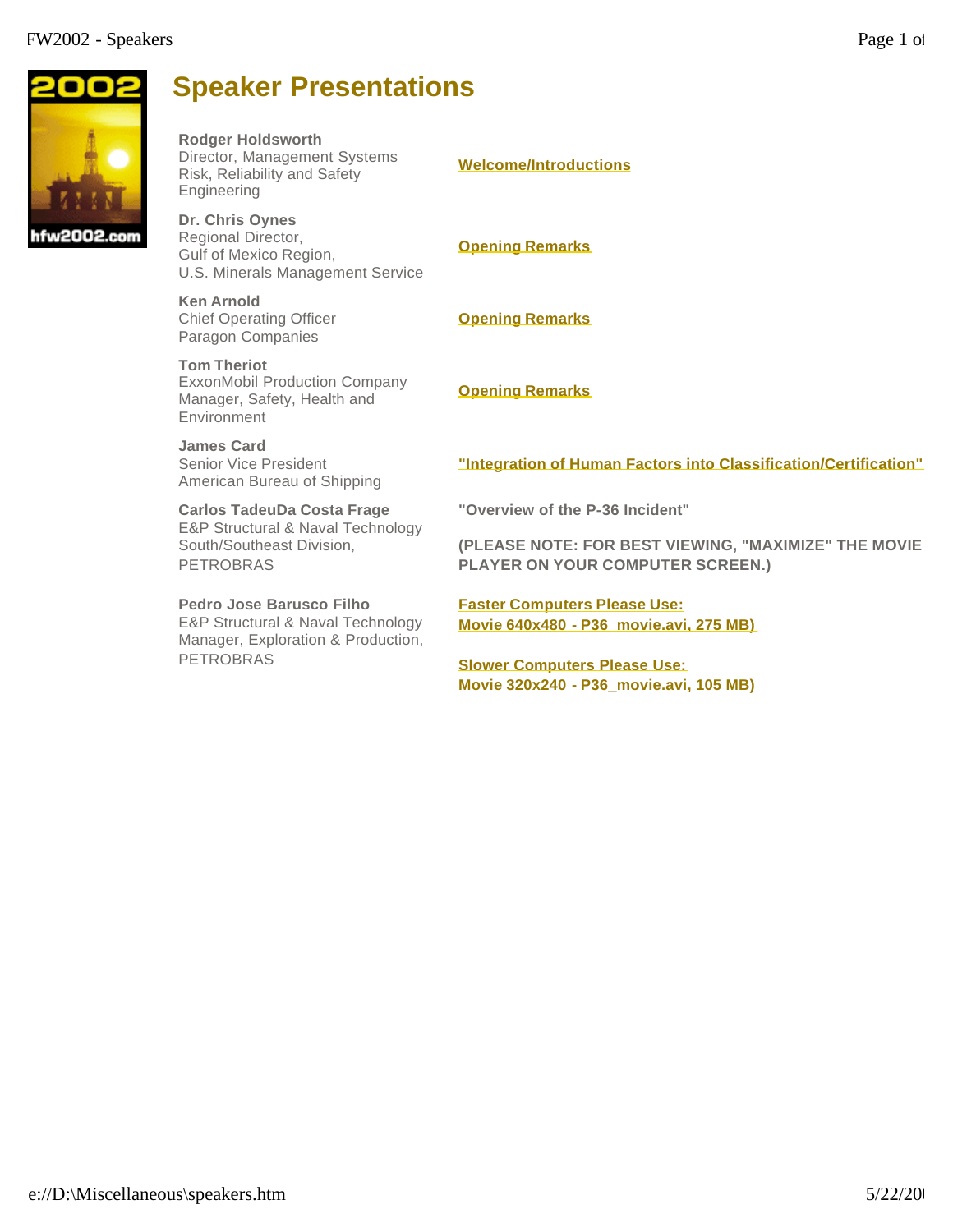# Speaker Presentations

| | |
|---|---|
| **Rodger Holdsworth**<br>Director, Management Systems<br>Risk, Reliability and Safety Engineering | **Welcome/Introductions** |
| **Dr. Chris Oynes**<br>Regional Director,<br>Gulf of Mexico Region,<br>U.S. Minerals Management Service | **Opening Remarks** |
| **Ken Arnold**<br>Chief Operating Officer<br>Paragon Companies | **Opening Remarks** |
| **Tom Theriot**<br>ExxonMobil Production Company<br>Manager, Safety, Health and Environment | **Opening Remarks** |
| **James Card**<br>Senior Vice President<br>American Bureau of Shipping | **"Integration of Human Factors into Classification/Certification"** |
| **Carlos TadeuDa Costa Frage**<br>E&P Structural & Naval Technology<br>South/Southeast Division,<br>PETROBRAS | **"Overview of the P-36 Incident"**<br><br>**(PLEASE NOTE: FOR BEST VIEWING, "MAXIMIZE" THE MOVIE PLAYER ON YOUR COMPUTER SCREEN.)** |
| **Pedro Jose Barusco Filho**<br>E&P Structural & Naval Technology<br>Manager, Exploration & Production,<br>PETROBRAS | **Faster Computers Please Use:**<br>**Movie 640x480 - P36_movie.avi, 275 MB)**<br><br>**Slower Computers Please Use:**<br>**Movie 320x240 - P36_movie.avi, 105 MB)** |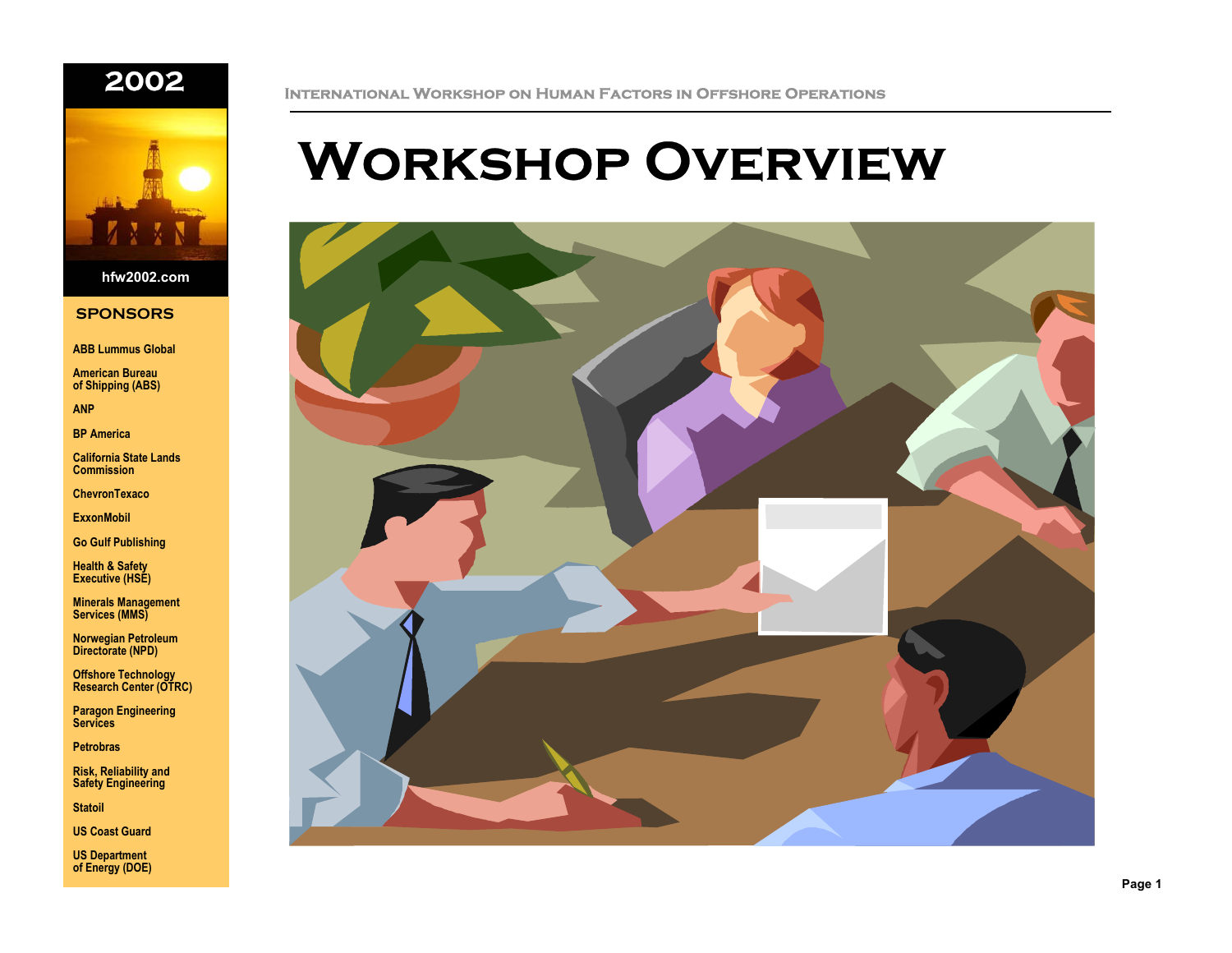# 2002

hfw2002.com

## SPONSORS

ABB Lummus Global

American Bureau of Shipping (ABS)

ANP

BP America

California State Lands Commission

ChevronTexaco

ExxonMobil

Go Gulf Publishing

Health & Safety Executive (HSE)

Minerals Management Services (MMS)

Norwegian Petroleum Directorate (NPD)

Offshore Technology Research Center (OTRC)

Paragon Engineering Services

Petrobras

Risk, Reliability and Safety Engineering

Statoil

US Coast Guard

US Department of Energy (DOE)

# Workshop Overview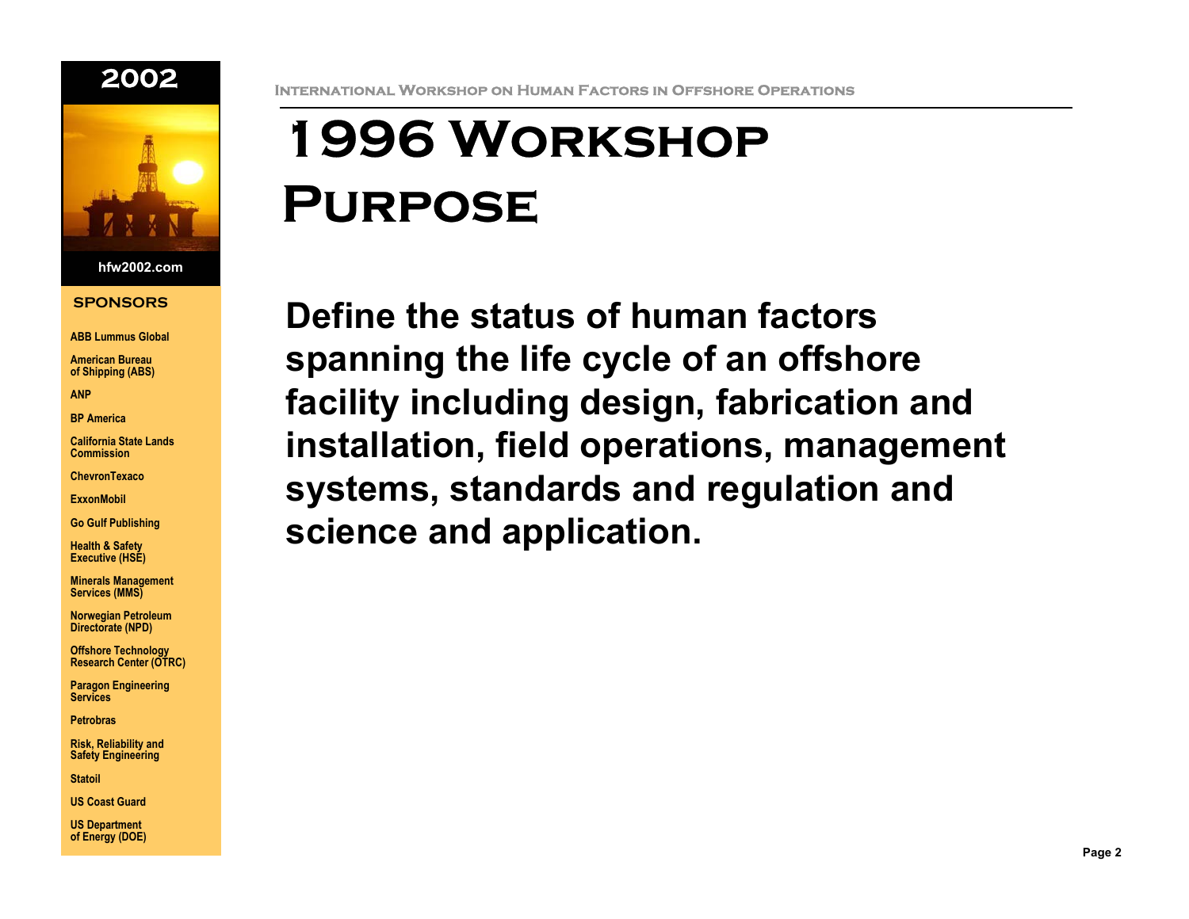2002

hfw2002.com

**SPONSORS**

- ABB Lummus Global
- American Bureau of Shipping (ABS)
- ANP
- BP America
- California State Lands Commission
- ChevronTexaco
- ExxonMobil
- Go Gulf Publishing
- Health & Safety Executive (HSE)
- Minerals Management Services (MMS)
- Norwegian Petroleum Directorate (NPD)
- Offshore Technology Research Center (OTRC)
- Paragon Engineering Services
- Petrobras
- Risk, Reliability and Safety Engineering
- Statoil
- US Coast Guard
- US Department of Energy (DOE)

# 1996 Workshop Purpose

**Define the status of human factors spanning the life cycle of an offshore facility including design, fabrication and installation, field operations, management systems, standards and regulation and science and application.**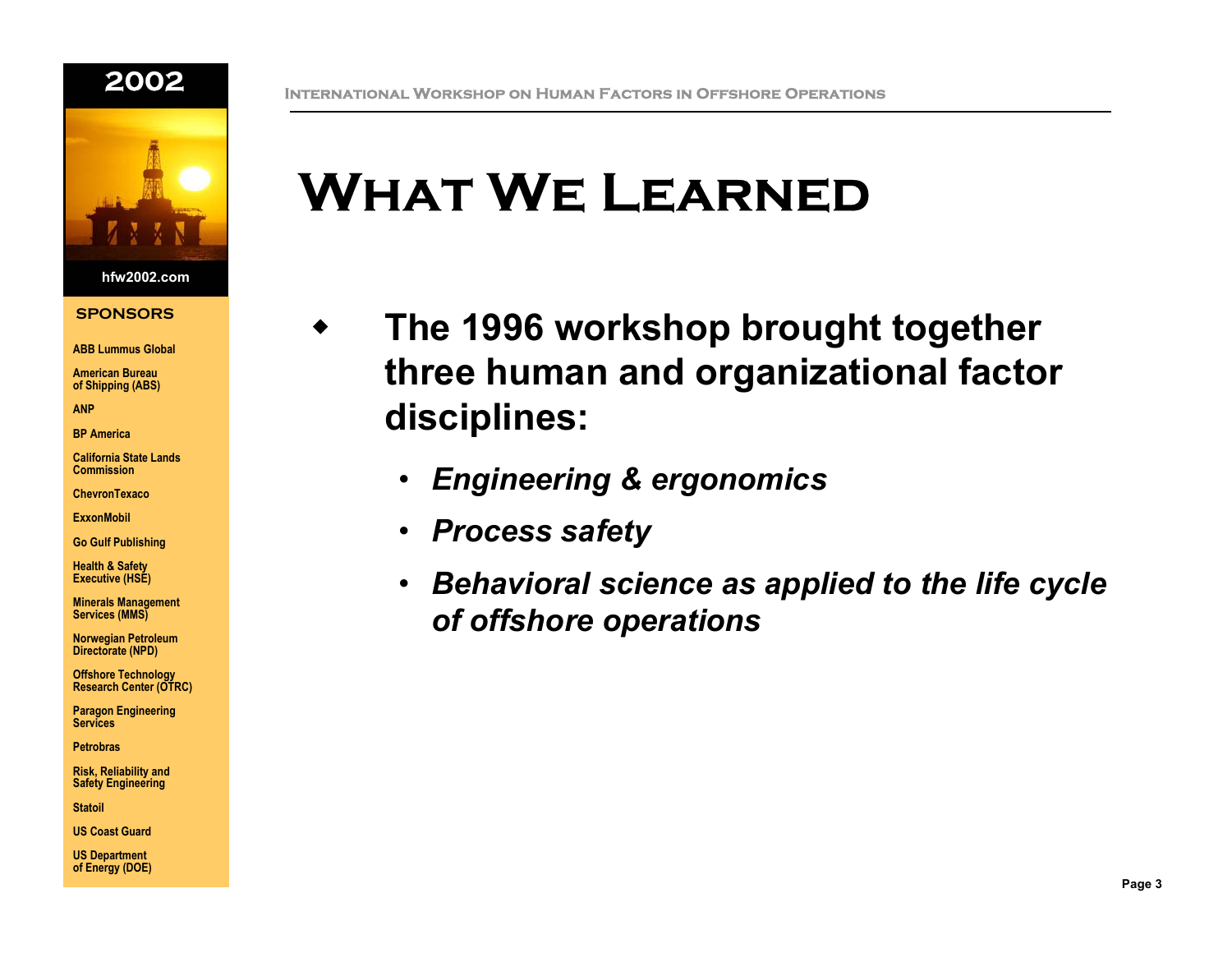# What We Learned

- **The 1996 workshop brought together three human and organizational factor disciplines:**
  - ***Engineering & ergonomics***
  - ***Process safety***
  - ***Behavioral science as applied to the life cycle of offshore operations***

**2002**

hfw2002.com

**SPONSORS**

ABB Lummus Global
American Bureau of Shipping (ABS)
ANP
BP America
California State Lands Commission
ChevronTexaco
ExxonMobil
Go Gulf Publishing
Health & Safety Executive (HSE)
Minerals Management Services (MMS)
Norwegian Petroleum Directorate (NPD)
Offshore Technology Research Center (OTRC)
Paragon Engineering Services
Petrobras
Risk, Reliability and Safety Engineering
Statoil
US Coast Guard
US Department of Energy (DOE)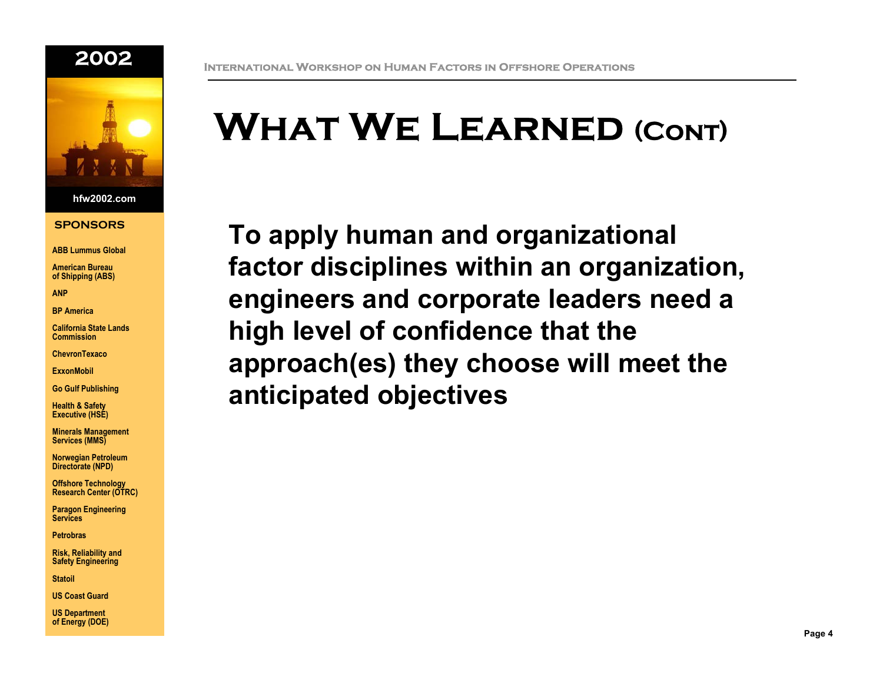# What We Learned (Cont)

**To apply human and organizational factor disciplines within an organization, engineers and corporate leaders need a high level of confidence that the approach(es) they choose will meet the anticipated objectives**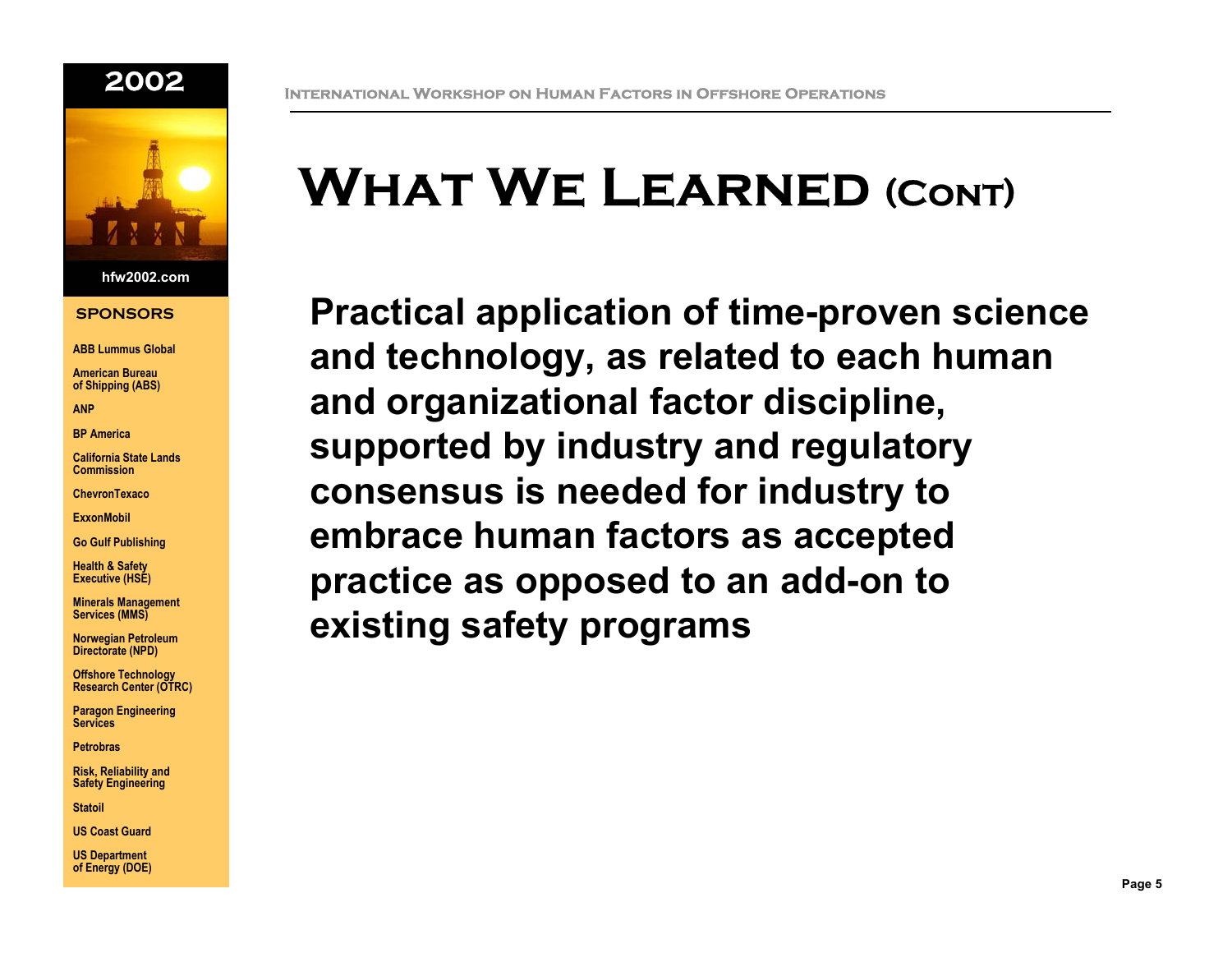2002

hfw2002.com

**SPONSORS**

- ABB Lummus Global
- American Bureau of Shipping (ABS)
- ANP
- BP America
- California State Lands Commission
- ChevronTexaco
- ExxonMobil
- Go Gulf Publishing
- Health & Safety Executive (HSE)
- Minerals Management Services (MMS)
- Norwegian Petroleum Directorate (NPD)
- Offshore Technology Research Center (OTRC)
- Paragon Engineering Services
- Petrobras
- Risk, Reliability and Safety Engineering
- Statoil
- US Coast Guard
- US Department of Energy (DOE)

# What We Learned (Cont)

**Practical application of time-proven science and technology, as related to each human and organizational factor discipline, supported by industry and regulatory consensus is needed for industry to embrace human factors as accepted practice as opposed to an add-on to existing safety programs**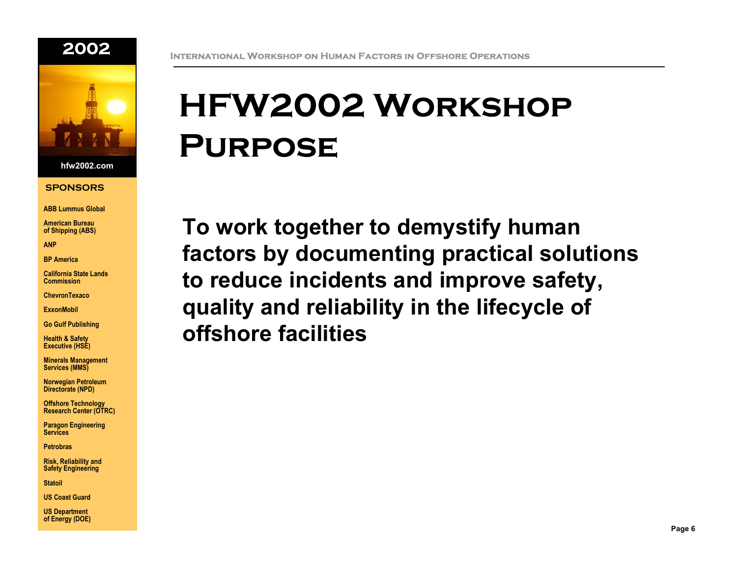2002

hfw2002.com

**SPONSORS**

ABB Lummus Global

American Bureau of Shipping (ABS)

ANP

BP America

California State Lands Commission

ChevronTexaco

ExxonMobil

Go Gulf Publishing

Health & Safety Executive (HSE)

Minerals Management Services (MMS)

Norwegian Petroleum Directorate (NPD)

Offshore Technology Research Center (OTRC)

Paragon Engineering Services

Petrobras

Risk, Reliability and Safety Engineering

Statoil

US Coast Guard

US Department of Energy (DOE)

# HFW2002 Workshop Purpose

**To work together to demystify human factors by documenting practical solutions to reduce incidents and improve safety, quality and reliability in the lifecycle of offshore facilities**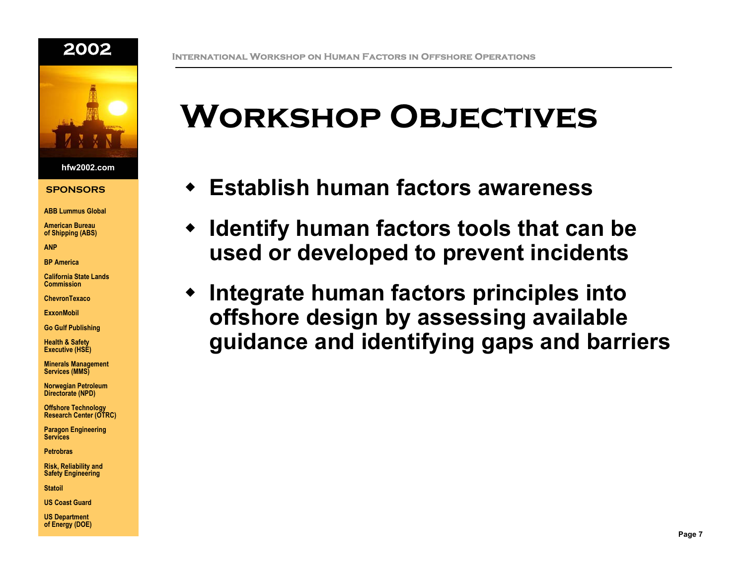# Workshop Objectives

- Establish human factors awareness
- Identify human factors tools that can be used or developed to prevent incidents
- Integrate human factors principles into offshore design by assessing available guidance and identifying gaps and barriers

**2002**

hfw2002.com

**SPONSORS**

ABB Lummus Global

American Bureau of Shipping (ABS)

ANP

BP America

California State Lands Commission

ChevronTexaco

ExxonMobil

Go Gulf Publishing

Health & Safety Executive (HSE)

Minerals Management Services (MMS)

Norwegian Petroleum Directorate (NPD)

Offshore Technology Research Center (OTRC)

Paragon Engineering Services

Petrobras

Risk, Reliability and Safety Engineering

Statoil

US Coast Guard

US Department of Energy (DOE)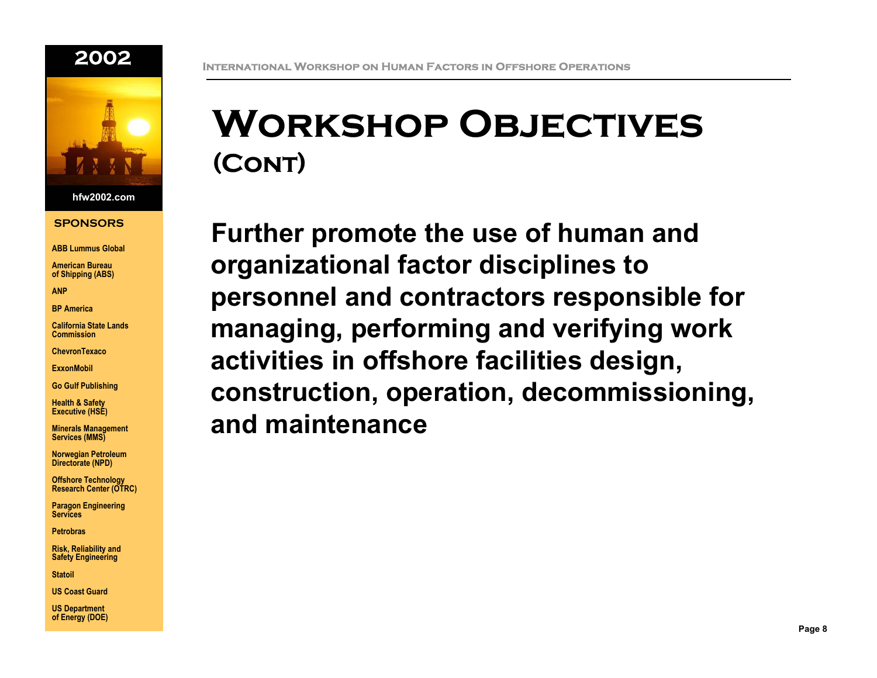# Workshop Objectives (Cont)

Further promote the use of human and organizational factor disciplines to personnel and contractors responsible for managing, performing and verifying work activities in offshore facilities design, construction, operation, decommissioning, and maintenance

**2002**

hfw2002.com

**SPONSORS**

- ABB Lummus Global
- American Bureau of Shipping (ABS)
- ANP
- BP America
- California State Lands Commission
- ChevronTexaco
- ExxonMobil
- Go Gulf Publishing
- Health & Safety Executive (HSE)
- Minerals Management Services (MMS)
- Norwegian Petroleum Directorate (NPD)
- Offshore Technology Research Center (OTRC)
- Paragon Engineering Services
- Petrobras
- Risk, Reliability and Safety Engineering
- Statoil
- US Coast Guard
- US Department of Energy (DOE)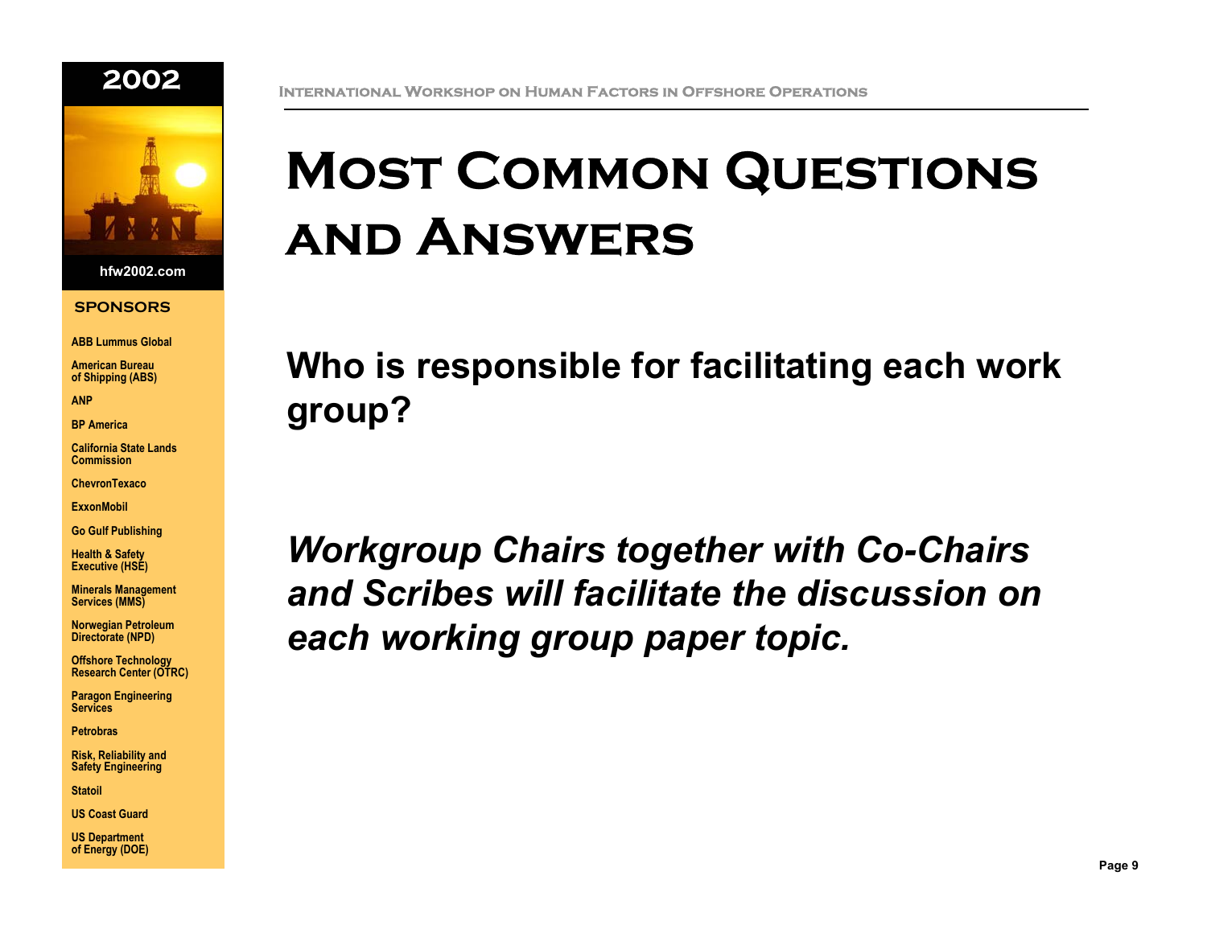2002

hfw2002.com

**SPONSORS**

- ABB Lummus Global
- American Bureau of Shipping (ABS)
- ANP
- BP America
- California State Lands Commission
- ChevronTexaco
- ExxonMobil
- Go Gulf Publishing
- Health & Safety Executive (HSE)
- Minerals Management Services (MMS)
- Norwegian Petroleum Directorate (NPD)
- Offshore Technology Research Center (OTRC)
- Paragon Engineering Services
- Petrobras
- Risk, Reliability and Safety Engineering
- Statoil
- US Coast Guard
- US Department of Energy (DOE)

# Most Common Questions and Answers

## Who is responsible for facilitating each work group?

***Workgroup Chairs together with Co-Chairs and Scribes will facilitate the discussion on each working group paper topic.***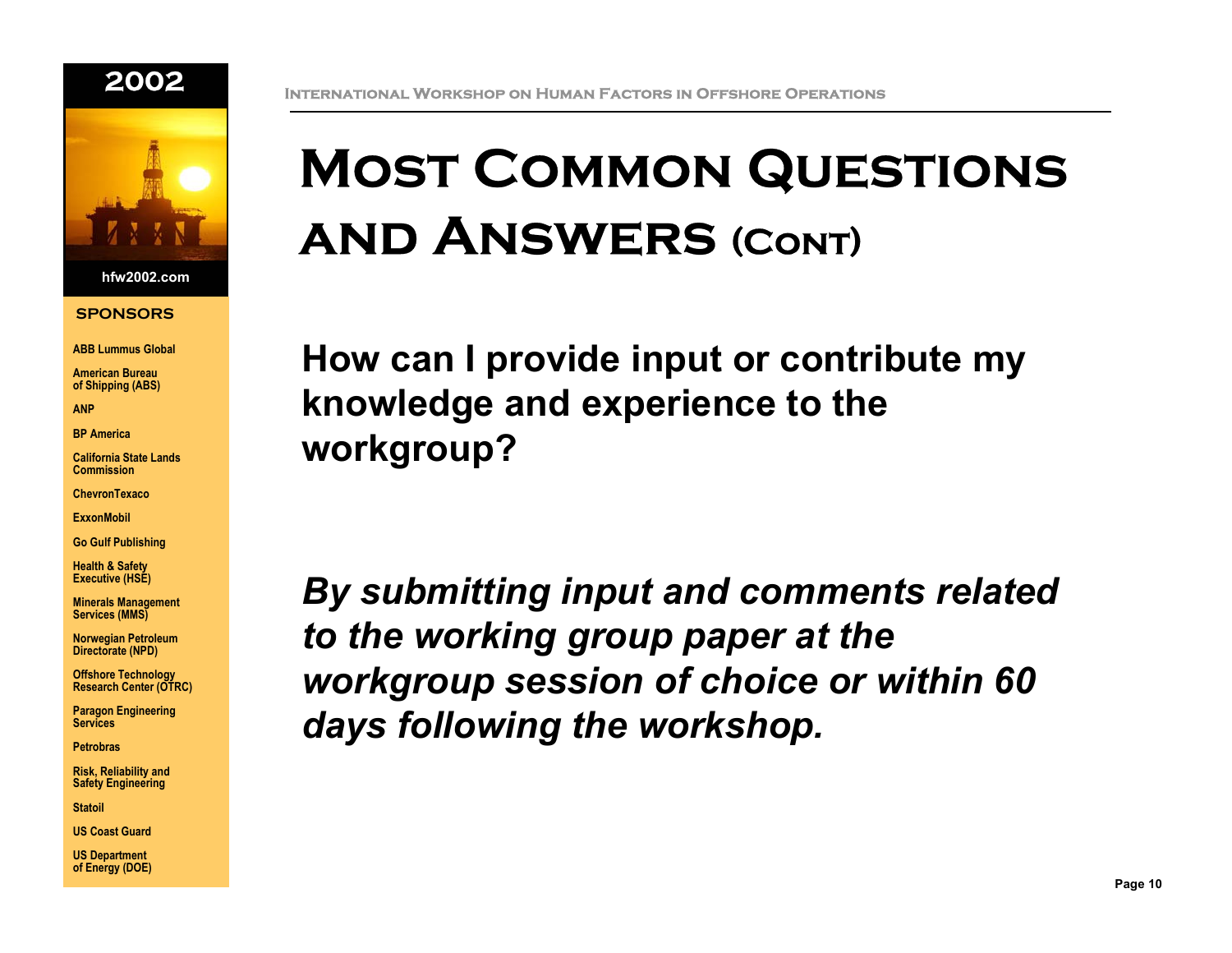2002

hfw2002.com

**SPONSORS**

ABB Lummus Global

American Bureau of Shipping (ABS)

ANP

BP America

California State Lands Commission

ChevronTexaco

ExxonMobil

Go Gulf Publishing

Health & Safety Executive (HSE)

Minerals Management Services (MMS)

Norwegian Petroleum Directorate (NPD)

Offshore Technology Research Center (OTRC)

Paragon Engineering Services

Petrobras

Risk, Reliability and Safety Engineering

Statoil

US Coast Guard

US Department of Energy (DOE)

# Most Common Questions and Answers (Cont)

**How can I provide input or contribute my knowledge and experience to the workgroup?**

***By submitting input and comments related to the working group paper at the workgroup session of choice or within 60 days following the workshop.***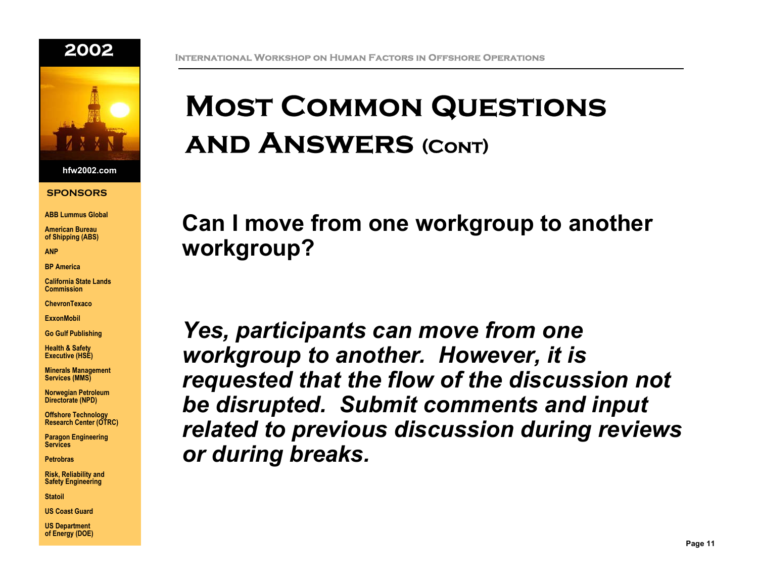# Most Common Questions and Answers (Cont)

**Can I move from one workgroup to another workgroup?**

***Yes, participants can move from one workgroup to another. However, it is requested that the flow of the discussion not be disrupted. Submit comments and input related to previous discussion during reviews or during breaks.***

**2002**

**hfw2002.com**

**SPONSORS**

- ABB Lummus Global
- American Bureau of Shipping (ABS)
- ANP
- BP America
- California State Lands Commission
- ChevronTexaco
- ExxonMobil
- Go Gulf Publishing
- Health & Safety Executive (HSE)
- Minerals Management Services (MMS)
- Norwegian Petroleum Directorate (NPD)
- Offshore Technology Research Center (OTRC)
- Paragon Engineering Services
- Petrobras
- Risk, Reliability and Safety Engineering
- Statoil
- US Coast Guard
- US Department of Energy (DOE)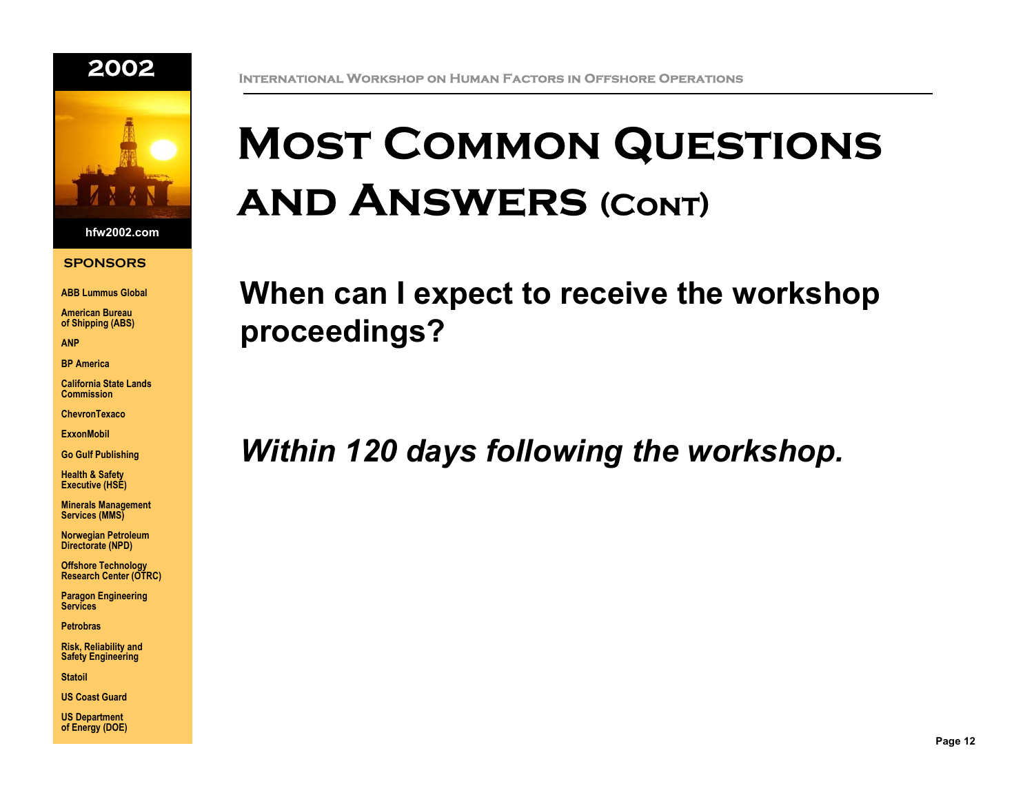# Most Common Questions and Answers (Cont)

**When can I expect to receive the workshop proceedings?**

***Within 120 days following the workshop.***

2002

hfw2002.com

**SPONSORS**

- ABB Lummus Global
- American Bureau of Shipping (ABS)
- ANP
- BP America
- California State Lands Commission
- ChevronTexaco
- ExxonMobil
- Go Gulf Publishing
- Health & Safety Executive (HSE)
- Minerals Management Services (MMS)
- Norwegian Petroleum Directorate (NPD)
- Offshore Technology Research Center (OTRC)
- Paragon Engineering Services
- Petrobras
- Risk, Reliability and Safety Engineering
- Statoil
- US Coast Guard
- US Department of Energy (DOE)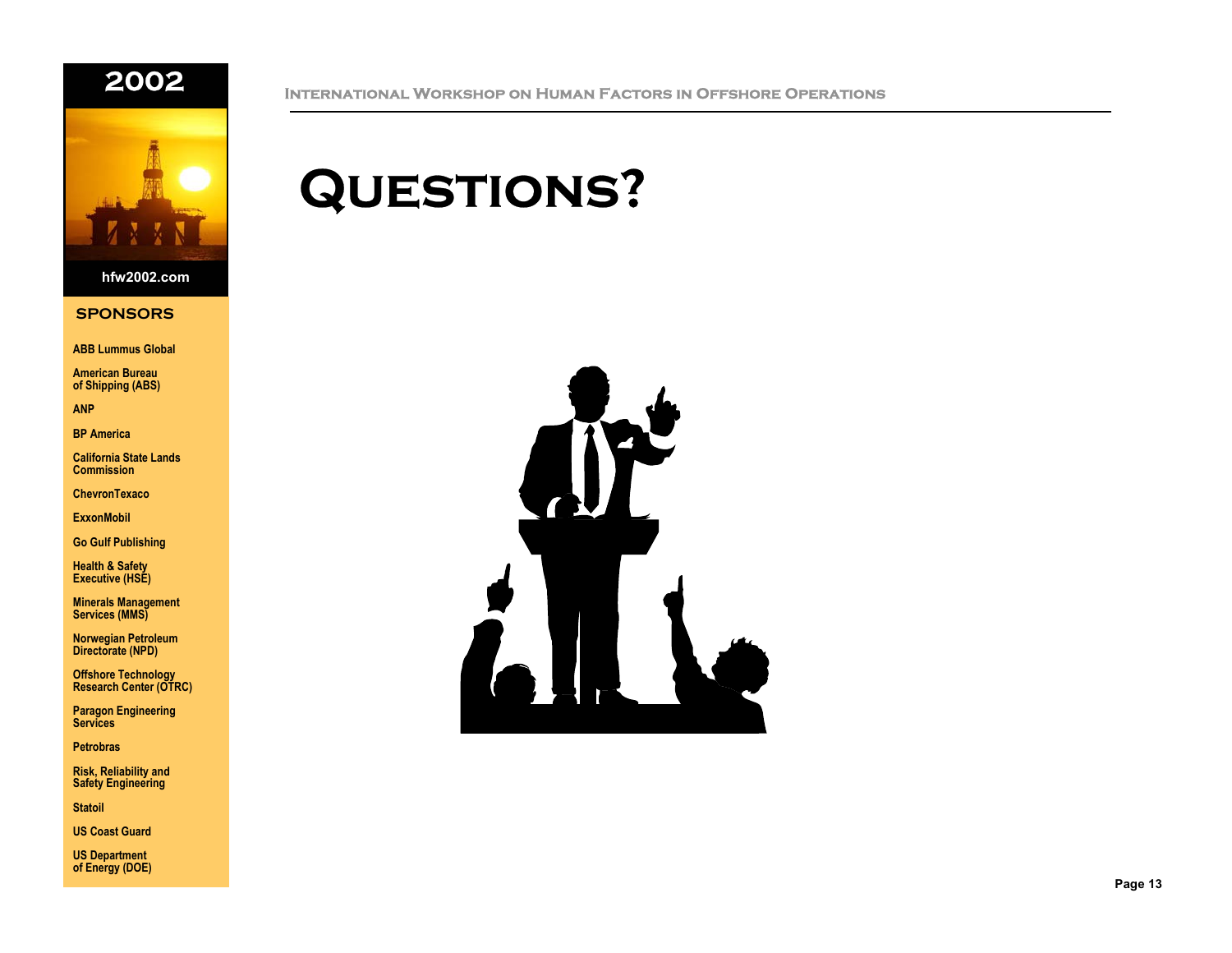# Questions?

**2002**

hfw2002.com

**SPONSORS**

- ABB Lummus Global
- American Bureau of Shipping (ABS)
- ANP
- BP America
- California State Lands Commission
- ChevronTexaco
- ExxonMobil
- Go Gulf Publishing
- Health & Safety Executive (HSE)
- Minerals Management Services (MMS)
- Norwegian Petroleum Directorate (NPD)
- Offshore Technology Research Center (OTRC)
- Paragon Engineering Services
- Petrobras
- Risk, Reliability and Safety Engineering
- Statoil
- US Coast Guard
- US Department of Energy (DOE)